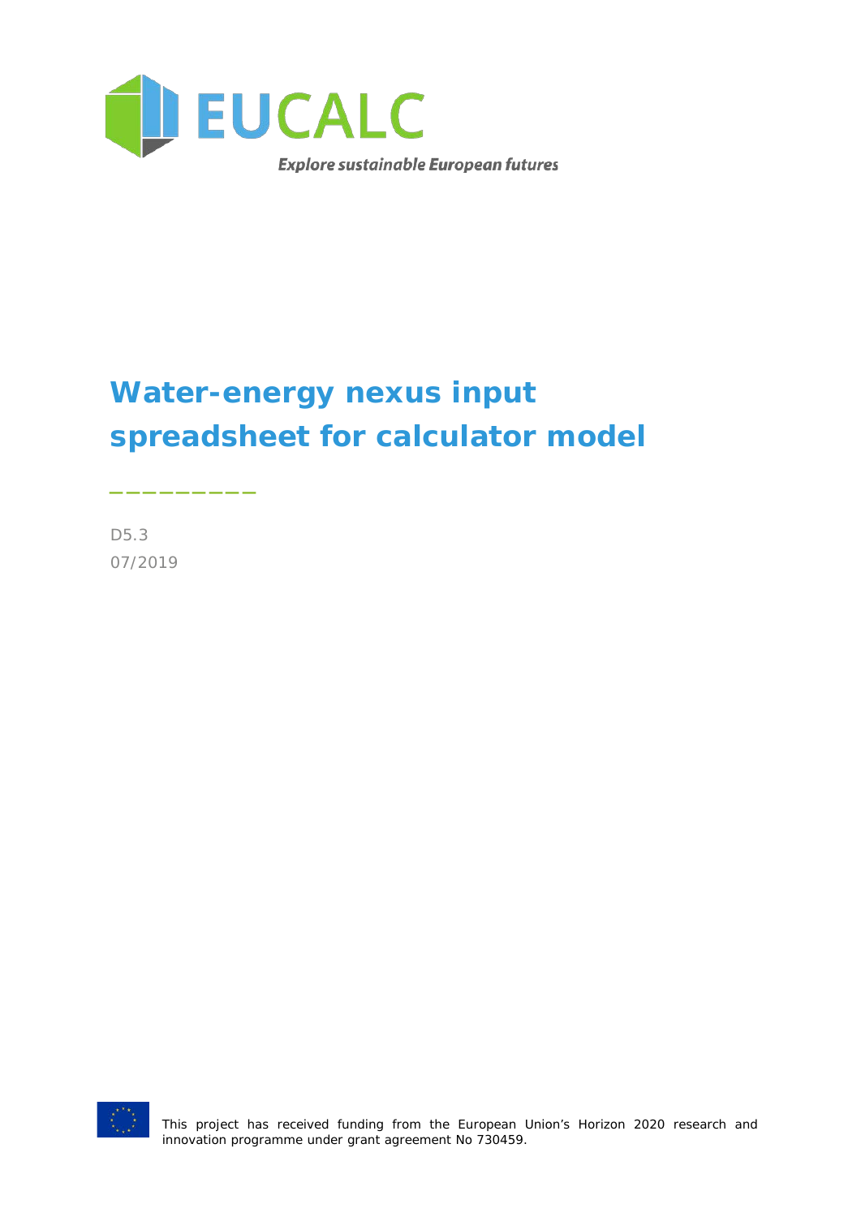EUCALC

*Explore sustainable European futures*

# Water-energy nexus input spreadsheet for calculator model

D5.3

07/2019

This project has received funding from the European Union's Horizon 2020 research and innovation programme under grant agreement No 730459.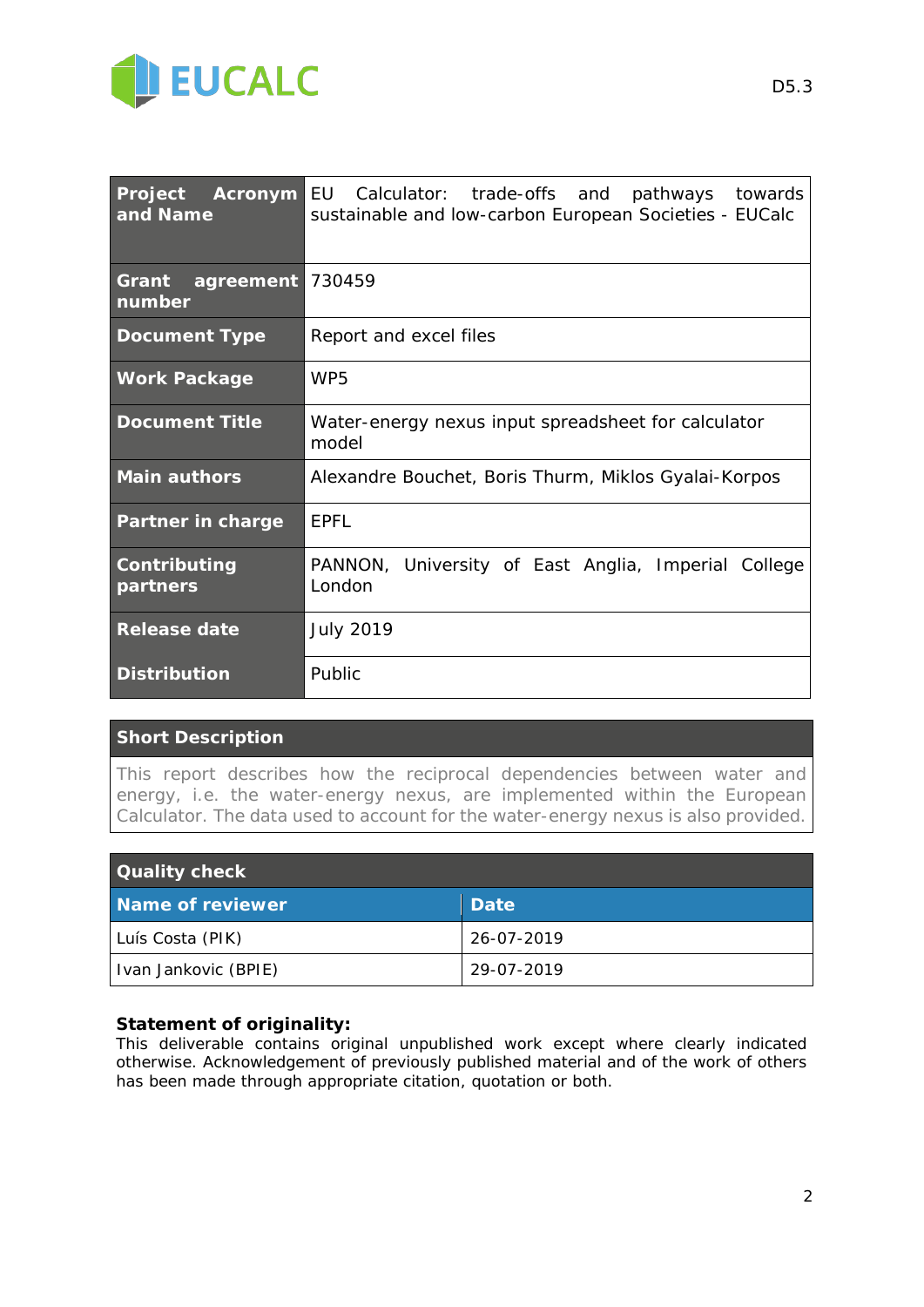| Project Acronym and Name | EU Calculator: trade-offs and pathways towards sustainable and low-carbon European Societies - EUCalc |
|---|---|
| Grant agreement number | 730459 |
| Document Type | Report and excel files |
| Work Package | WP5 |
| Document Title | Water-energy nexus input spreadsheet for calculator model |
| Main authors | Alexandre Bouchet, Boris Thurm, Miklos Gyalai-Korpos |
| Partner in charge | EPFL |
| Contributing partners | PANNON, University of East Anglia, Imperial College London |
| Release date | July 2019 |
| Distribution | Public |

| Short Description |
|---|
| This report describes how the reciprocal dependencies between water and energy, i.e. the water-energy nexus, are implemented within the European Calculator. The data used to account for the water-energy nexus is also provided. |

| Quality check | |
|---|---|
| **Name of reviewer** | **Date** |
| Luís Costa (PIK) | 26-07-2019 |
| Ivan Jankovic (BPIE) | 29-07-2019 |

**Statement of originality:**
This deliverable contains original unpublished work except where clearly indicated otherwise. Acknowledgement of previously published material and of the work of others has been made through appropriate citation, quotation or both.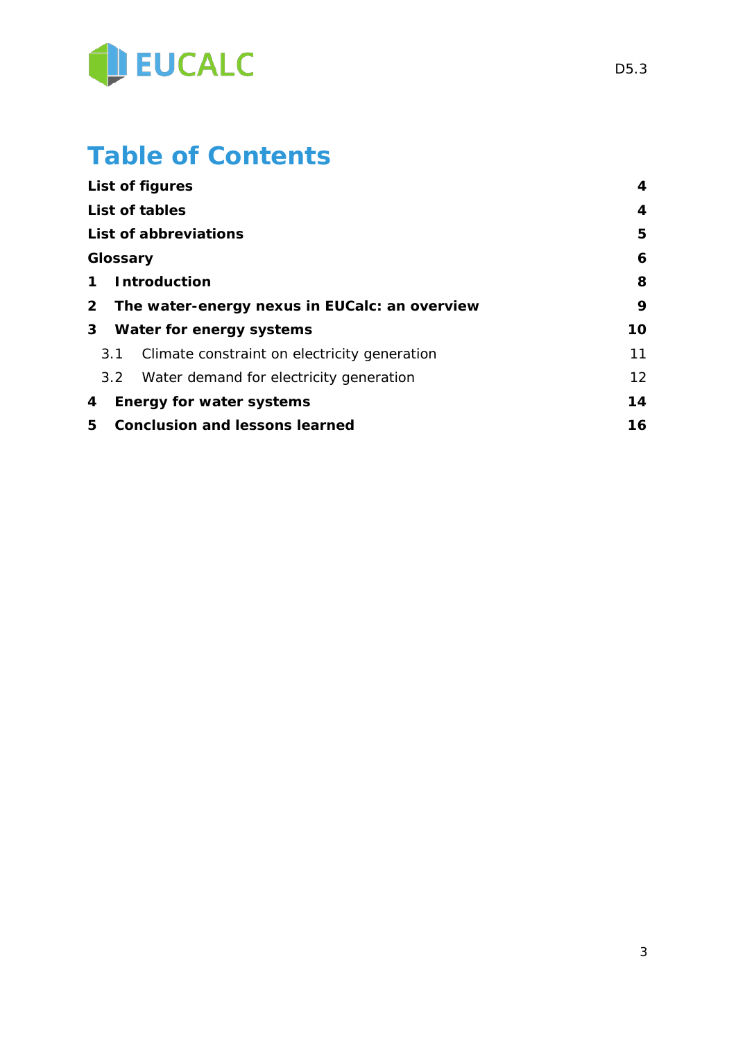# Table of Contents

| | |
|---|---|
| **List of figures** | **4** |
| **List of tables** | **4** |
| **List of abbreviations** | **5** |
| **Glossary** | **6** |
| **1 Introduction** | **8** |
| **2 The water-energy nexus in EUCalc: an overview** | **9** |
| **3 Water for energy systems** | **10** |
| 3.1 Climate constraint on electricity generation | 11 |
| 3.2 Water demand for electricity generation | 12 |
| **4 Energy for water systems** | **14** |
| **5 Conclusion and lessons learned** | **16** |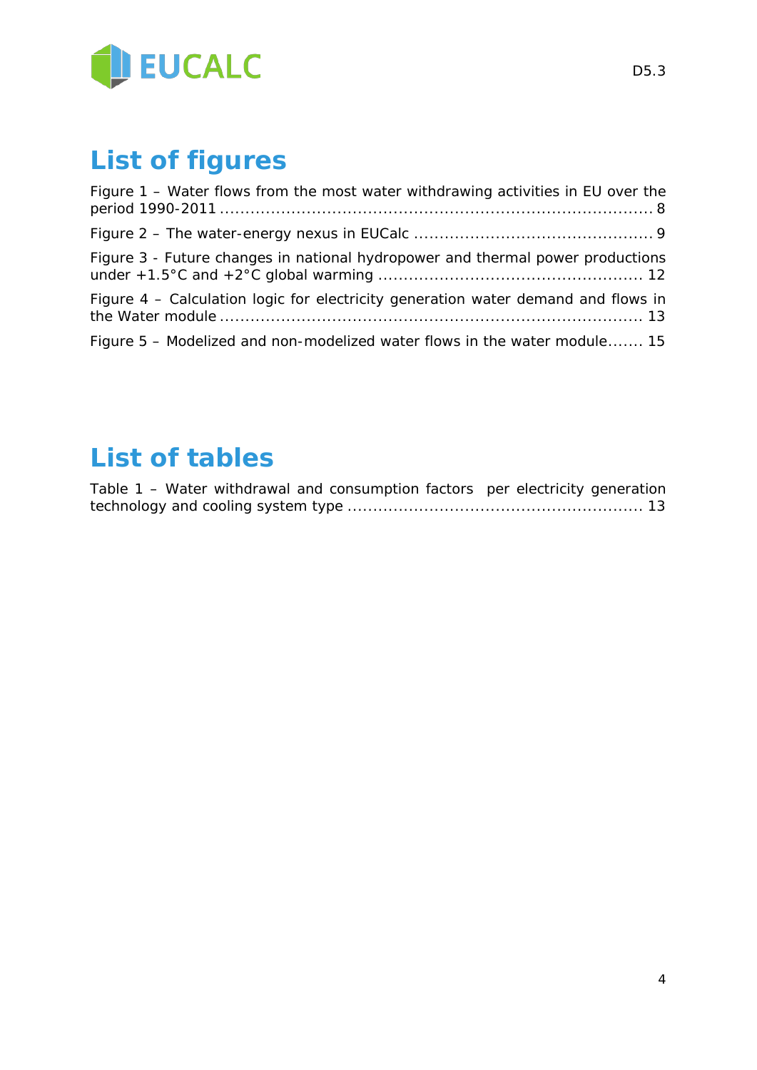# List of figures

Figure 1 – Water flows from the most water withdrawing activities in EU over the period 1990-2011 ........................................................................... 8

Figure 2 – The water-energy nexus in EUCalc ............................................. 9

Figure 3 - Future changes in national hydropower and thermal power productions under +1.5°C and +2°C global warming .................................................. 12

Figure 4 – Calculation logic for electricity generation water demand and flows in the Water module ........................................................................... 13

Figure 5 – Modelized and non-modelized water flows in the water module....... 15

# List of tables

Table 1 – Water withdrawal and consumption factors per electricity generation technology and cooling system type ........................................................ 13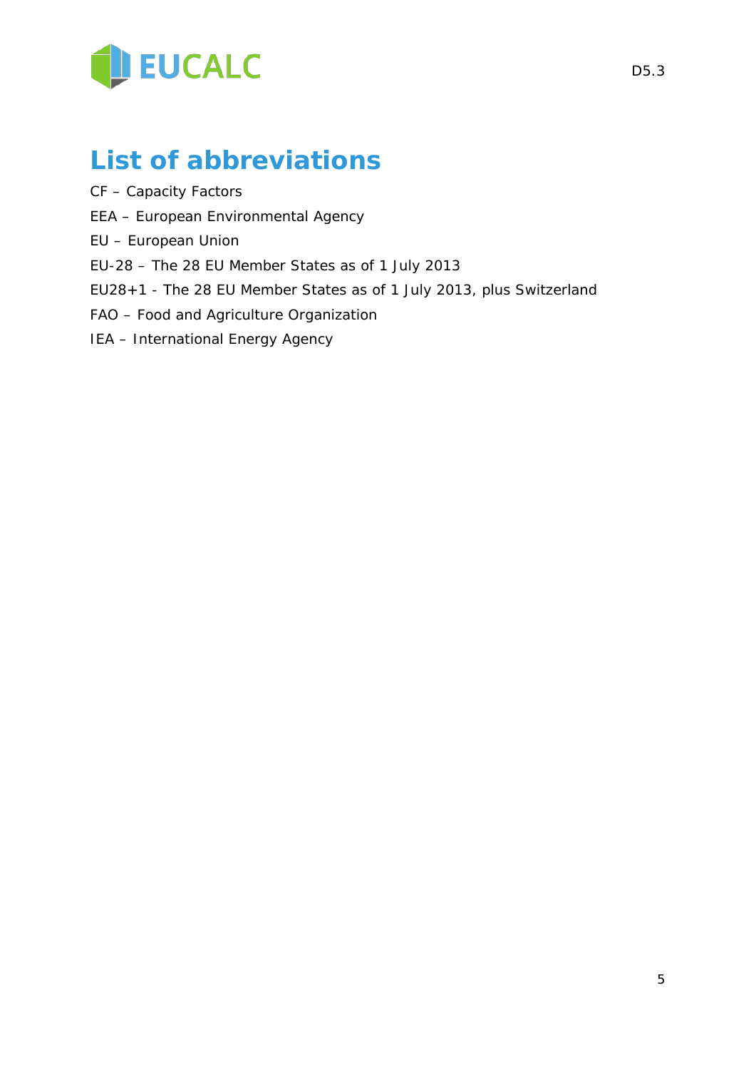# List of abbreviations

CF – Capacity Factors

EEA – European Environmental Agency

EU – European Union

EU-28 – The 28 EU Member States as of 1 July 2013

EU28+1 - The 28 EU Member States as of 1 July 2013, plus Switzerland

FAO – Food and Agriculture Organization

IEA – International Energy Agency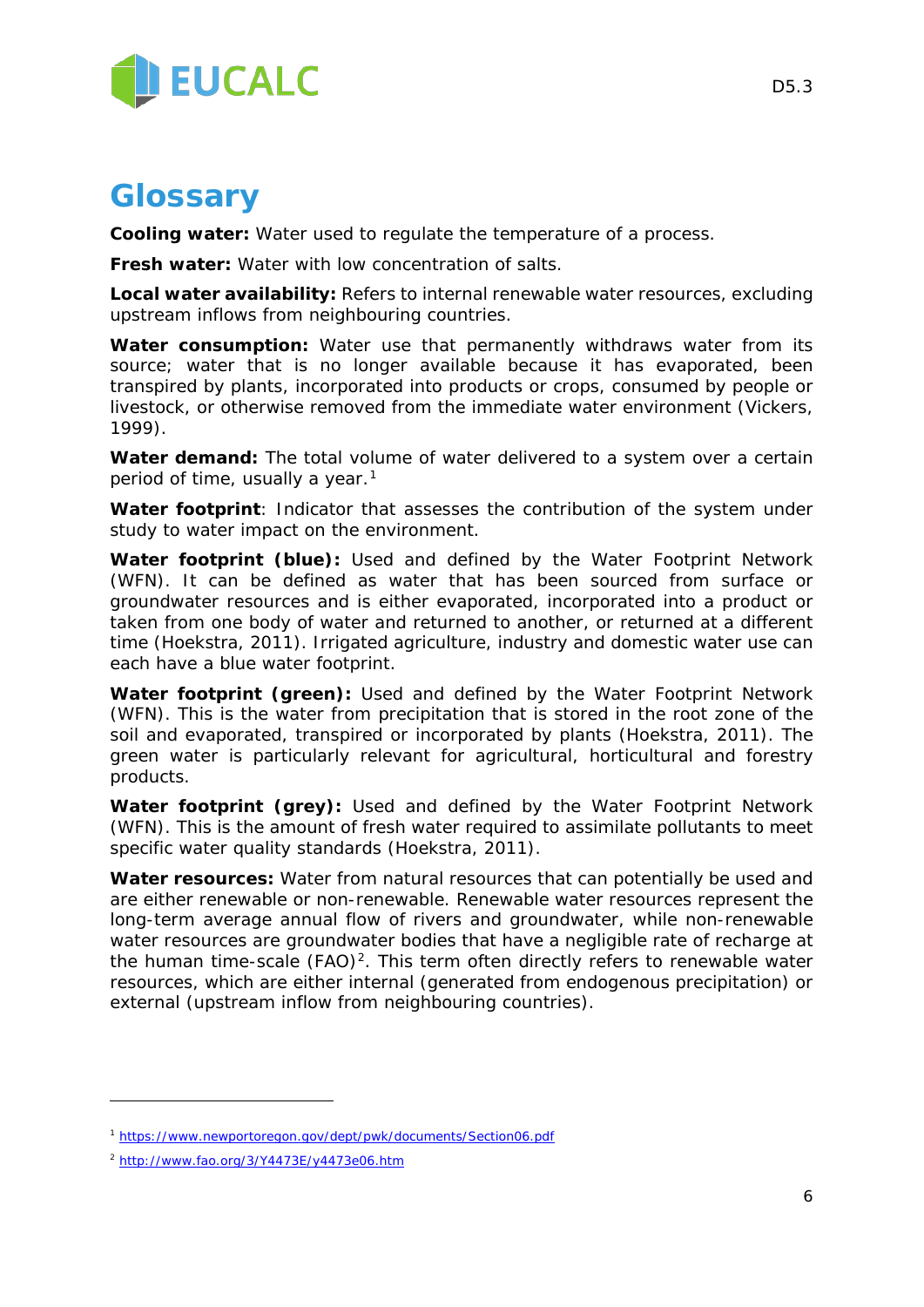# Glossary

**Cooling water:** Water used to regulate the temperature of a process.

**Fresh water:** Water with low concentration of salts.

**Local water availability:** Refers to internal renewable water resources, excluding upstream inflows from neighbouring countries.

**Water consumption:** Water use that permanently withdraws water from its source; water that is no longer available because it has evaporated, been transpired by plants, incorporated into products or crops, consumed by people or livestock, or otherwise removed from the immediate water environment (Vickers, 1999).

**Water demand:** The total volume of water delivered to a system over a certain period of time, usually a year.[1]

**Water footprint**: Indicator that assesses the contribution of the system under study to water impact on the environment.

**Water footprint (blue):** Used and defined by the Water Footprint Network (WFN). It can be defined as water that has been sourced from surface or groundwater resources and is either evaporated, incorporated into a product or taken from one body of water and returned to another, or returned at a different time (Hoekstra, 2011). Irrigated agriculture, industry and domestic water use can each have a blue water footprint.

**Water footprint (green):** Used and defined by the Water Footprint Network (WFN). This is the water from precipitation that is stored in the root zone of the soil and evaporated, transpired or incorporated by plants (Hoekstra, 2011). The green water is particularly relevant for agricultural, horticultural and forestry products.

**Water footprint (grey):** Used and defined by the Water Footprint Network (WFN). This is the amount of fresh water required to assimilate pollutants to meet specific water quality standards (Hoekstra, 2011).

**Water resources:** Water from natural resources that can potentially be used and are either renewable or non-renewable. Renewable water resources represent the long-term average annual flow of rivers and groundwater, while non-renewable water resources are groundwater bodies that have a negligible rate of recharge at the human time-scale (FAO)[2]. This term often directly refers to renewable water resources, which are either internal (generated from endogenous precipitation) or external (upstream inflow from neighbouring countries).

---

[1] https://www.newportoregon.gov/dept/pwk/documents/Section06.pdf

[2] http://www.fao.org/3/Y4473E/y4473e06.htm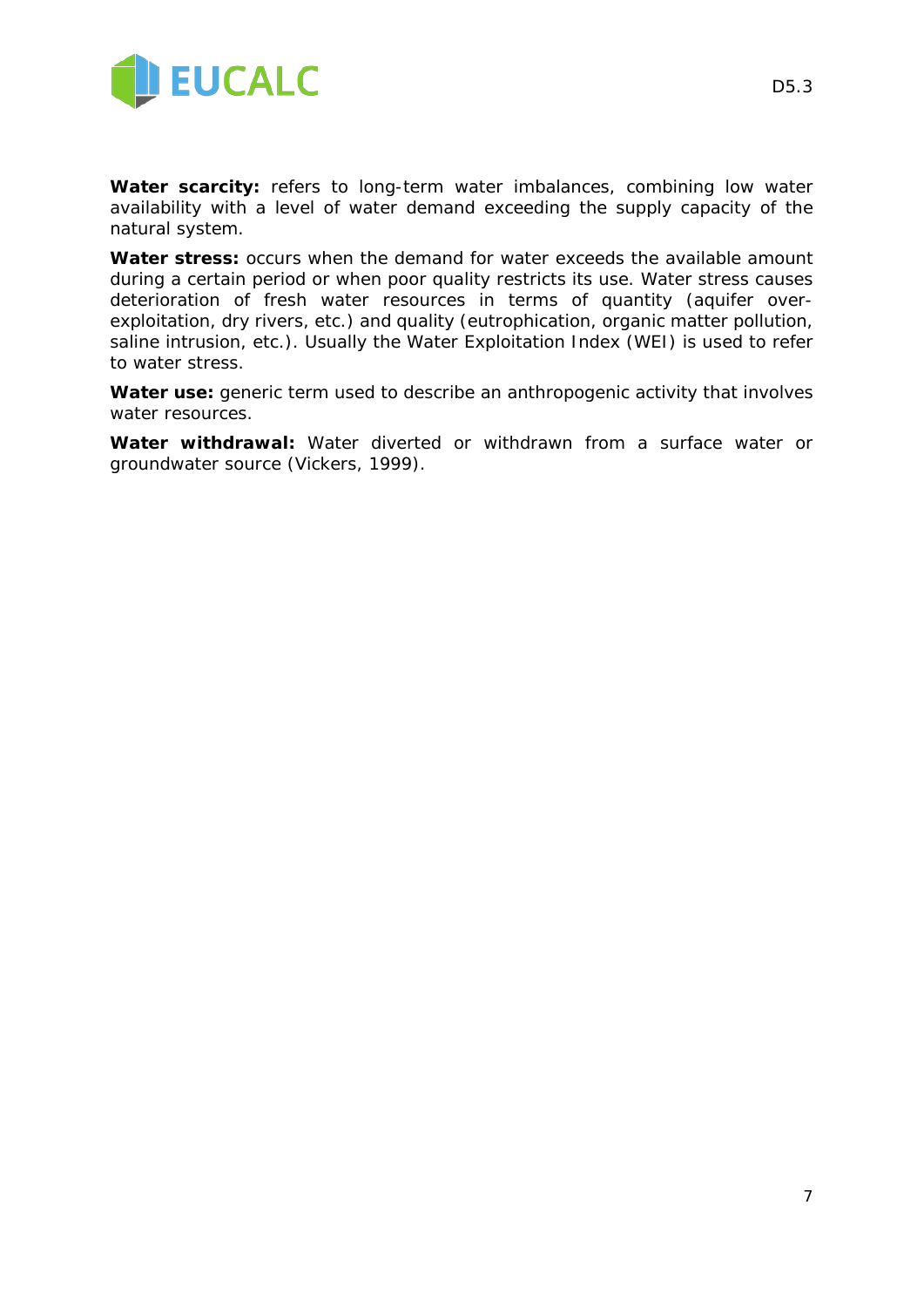**Water scarcity:** refers to long-term water imbalances, combining low water availability with a level of water demand exceeding the supply capacity of the natural system.

**Water stress:** occurs when the demand for water exceeds the available amount during a certain period or when poor quality restricts its use. Water stress causes deterioration of fresh water resources in terms of quantity (aquifer over-exploitation, dry rivers, etc.) and quality (eutrophication, organic matter pollution, saline intrusion, etc.). Usually the Water Exploitation Index (WEI) is used to refer to water stress.

**Water use:** generic term used to describe an anthropogenic activity that involves water resources.

**Water withdrawal:** Water diverted or withdrawn from a surface water or groundwater source (Vickers, 1999).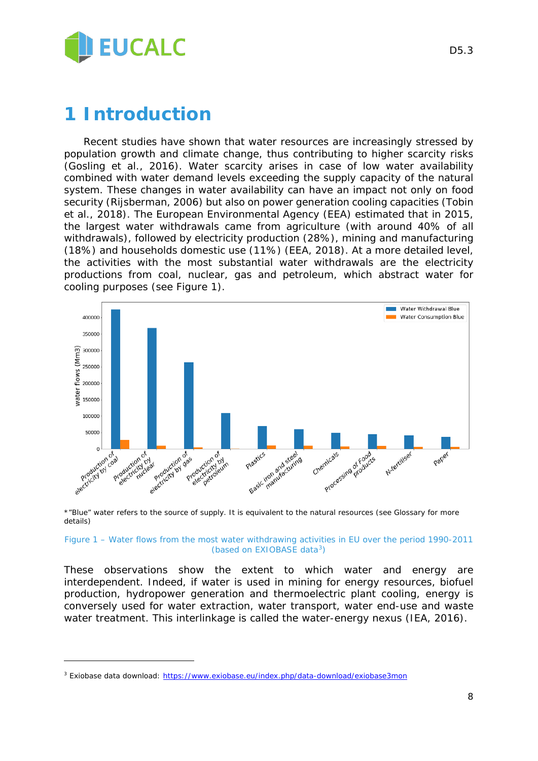# 1 Introduction

Recent studies have shown that water resources are increasingly stressed by population growth and climate change, thus contributing to higher scarcity risks (Gosling et al., 2016). Water scarcity arises in case of low water availability combined with water demand levels exceeding the supply capacity of the natural system. These changes in water availability can have an impact not only on food security (Rijsberman, 2006) but also on power generation cooling capacities (Tobin et al., 2018). The European Environmental Agency (EEA) estimated that in 2015, the largest water withdrawals came from agriculture (with around 40% of all withdrawals), followed by electricity production (28%), mining and manufacturing (18%) and households domestic use (11%) (EEA, 2018). At a more detailed level, the activities with the most substantial water withdrawals are the electricity productions from coal, nuclear, gas and petroleum, which abstract water for cooling purposes (see Figure 1).

*"Blue" water refers to the source of supply. It is equivalent to the natural resources (see Glossary for more details)

Figure 1 – Water flows from the most water withdrawing activities in EU over the period 1990-2011 (based on EXIOBASE data[3])

These observations show the extent to which water and energy are interdependent. Indeed, if water is used in mining for energy resources, biofuel production, hydropower generation and thermoelectric plant cooling, energy is conversely used for water extraction, water transport, water end-use and waste water treatment. This interlinkage is called the water-energy nexus (IEA, 2016).

[3] Exiobase data download: https://www.exiobase.eu/index.php/data-download/exiobase3mon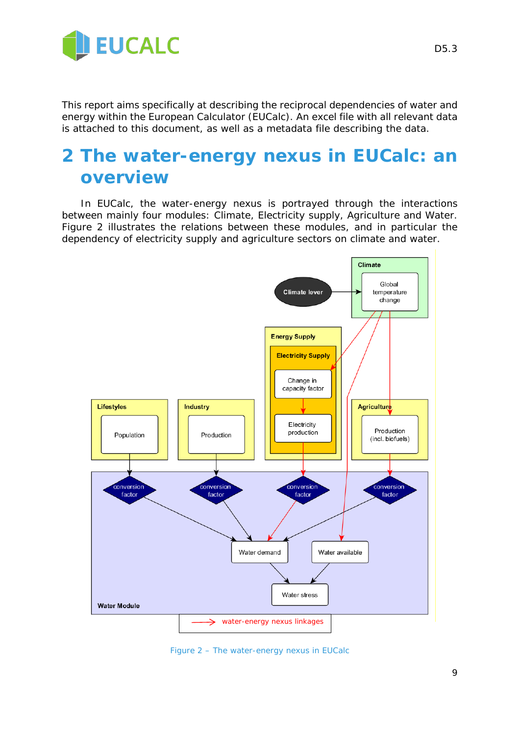This report aims specifically at describing the reciprocal dependencies of water and energy within the European Calculator (EUCalc). An excel file with all relevant data is attached to this document, as well as a metadata file describing the data.

# 2 The water-energy nexus in EUCalc: an overview

In EUCalc, the water-energy nexus is portrayed through the interactions between mainly four modules: Climate, Electricity supply, Agriculture and Water. Figure 2 illustrates the relations between these modules, and in particular the dependency of electricity supply and agriculture sectors on climate and water.

Figure 2 – The water-energy nexus in EUCalc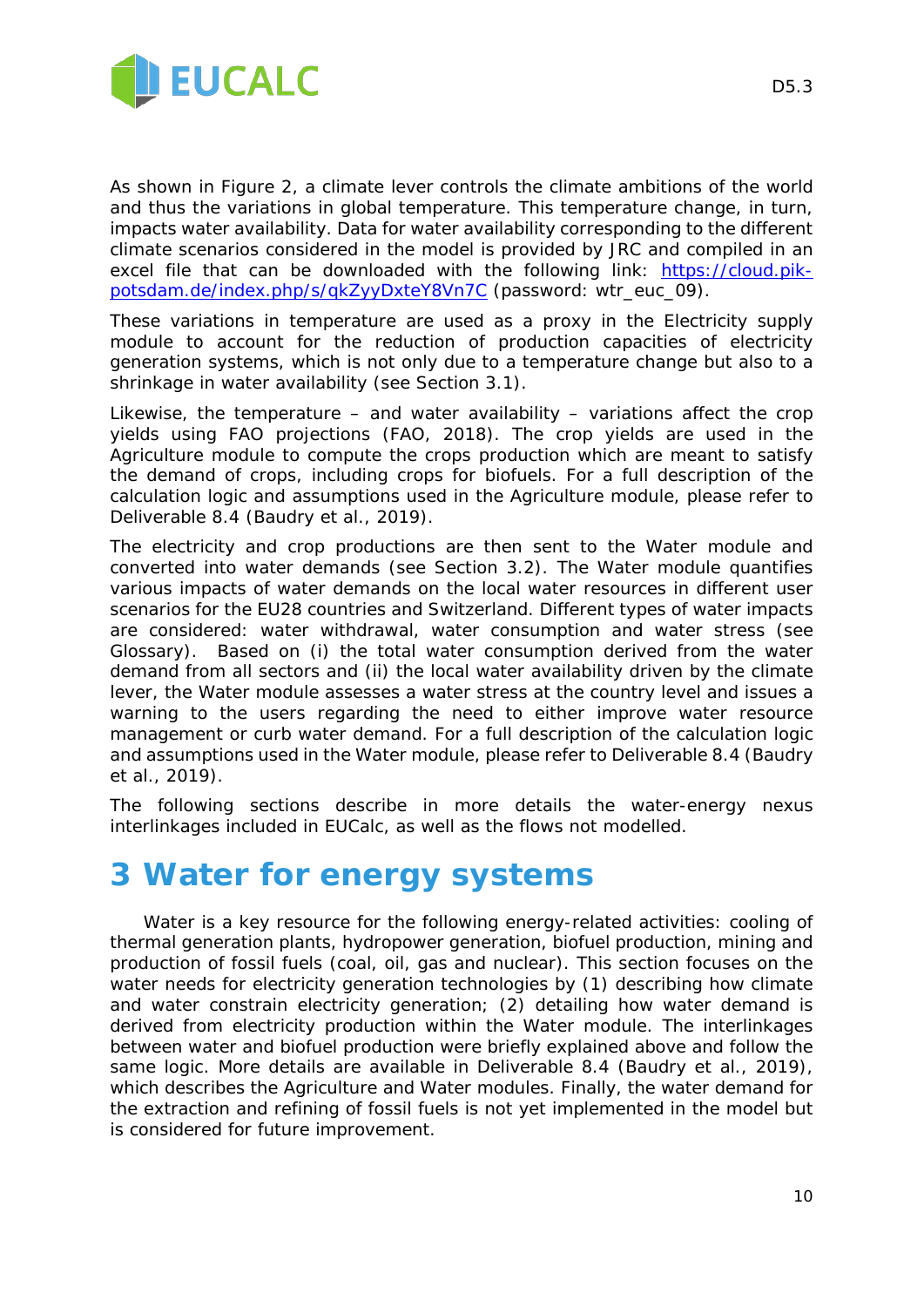As shown in Figure 2, a climate lever controls the climate ambitions of the world and thus the variations in global temperature. This temperature change, in turn, impacts water availability. Data for water availability corresponding to the different climate scenarios considered in the model is provided by JRC and compiled in an excel file that can be downloaded with the following link: [https://cloud.pik-potsdam.de/index.php/s/qkZyyDxteY8Vn7C](https://cloud.pik-potsdam.de/index.php/s/qkZyyDxteY8Vn7C) (password: wtr_euc_09).

These variations in temperature are used as a proxy in the Electricity supply module to account for the reduction of production capacities of electricity generation systems, which is not only due to a temperature change but also to a shrinkage in water availability (see Section 3.1).

Likewise, the temperature – and water availability – variations affect the crop yields using FAO projections (FAO, 2018). The crop yields are used in the Agriculture module to compute the crops production which are meant to satisfy the demand of crops, including crops for biofuels. For a full description of the calculation logic and assumptions used in the Agriculture module, please refer to Deliverable 8.4 (Baudry et al., 2019).

The electricity and crop productions are then sent to the Water module and converted into water demands (see Section 3.2). The Water module quantifies various impacts of water demands on the local water resources in different user scenarios for the EU28 countries and Switzerland. Different types of water impacts are considered: water withdrawal, water consumption and water stress (see Glossary). Based on (i) the total water consumption derived from the water demand from all sectors and (ii) the local water availability driven by the climate lever, the Water module assesses a water stress at the country level and issues a warning to the users regarding the need to either improve water resource management or curb water demand. For a full description of the calculation logic and assumptions used in the Water module, please refer to Deliverable 8.4 (Baudry et al., 2019).

The following sections describe in more details the water-energy nexus interlinkages included in EUCalc, as well as the flows not modelled.

# 3 Water for energy systems

Water is a key resource for the following energy-related activities: cooling of thermal generation plants, hydropower generation, biofuel production, mining and production of fossil fuels (coal, oil, gas and nuclear). This section focuses on the water needs for electricity generation technologies by (1) describing how climate and water constrain electricity generation; (2) detailing how water demand is derived from electricity production within the Water module. The interlinkages between water and biofuel production were briefly explained above and follow the same logic. More details are available in Deliverable 8.4 (Baudry et al., 2019), which describes the Agriculture and Water modules. Finally, the water demand for the extraction and refining of fossil fuels is not yet implemented in the model but is considered for future improvement.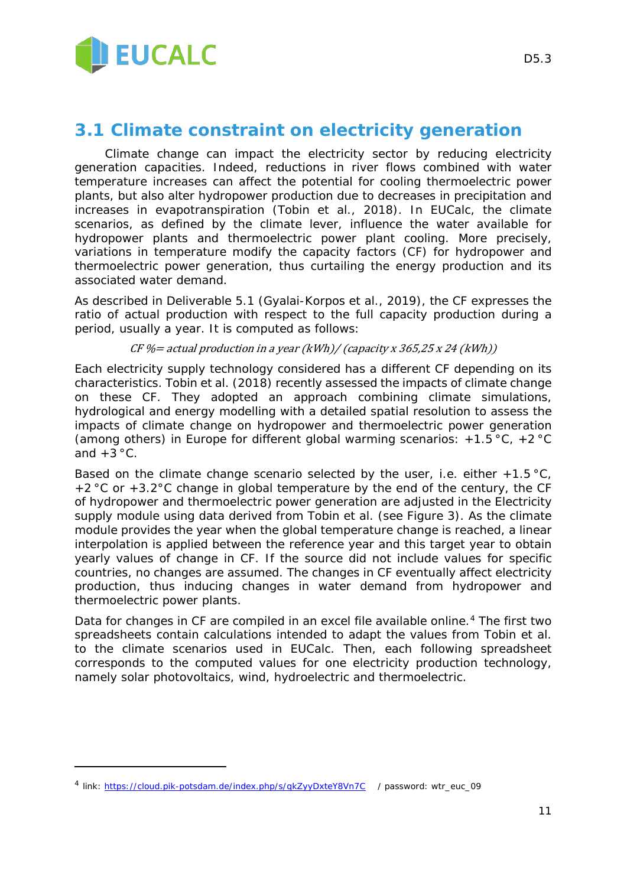## 3.1 Climate constraint on electricity generation

Climate change can impact the electricity sector by reducing electricity generation capacities. Indeed, reductions in river flows combined with water temperature increases can affect the potential for cooling thermoelectric power plants, but also alter hydropower production due to decreases in precipitation and increases in evapotranspiration (Tobin et al., 2018). In EUCalc, the climate scenarios, as defined by the climate lever, influence the water available for hydropower plants and thermoelectric power plant cooling. More precisely, variations in temperature modify the capacity factors (CF) for hydropower and thermoelectric power generation, thus curtailing the energy production and its associated water demand.

As described in Deliverable 5.1 (Gyalai-Korpos et al., 2019), the CF expresses the ratio of actual production with respect to the full capacity production during a period, usually a year. It is computed as follows:

*CF %= actual production in a year (kWh)/ (capacity x 365,25 x 24 (kWh))*

Each electricity supply technology considered has a different CF depending on its characteristics. Tobin et al. (2018) recently assessed the impacts of climate change on these CF. They adopted an approach combining climate simulations, hydrological and energy modelling with a detailed spatial resolution to assess the impacts of climate change on hydropower and thermoelectric power generation (among others) in Europe for different global warming scenarios: +1.5 °C, +2 °C and +3 °C.

Based on the climate change scenario selected by the user, i.e. either +1.5 °C, +2 °C or +3.2°C change in global temperature by the end of the century, the CF of hydropower and thermoelectric power generation are adjusted in the Electricity supply module using data derived from Tobin et al. (see Figure 3). As the climate module provides the year when the global temperature change is reached, a linear interpolation is applied between the reference year and this target year to obtain yearly values of change in CF. If the source did not include values for specific countries, no changes are assumed. The changes in CF eventually affect electricity production, thus inducing changes in water demand from hydropower and thermoelectric power plants.

Data for changes in CF are compiled in an excel file available online.[4] The first two spreadsheets contain calculations intended to adapt the values from Tobin et al. to the climate scenarios used in EUCalc. Then, each following spreadsheet corresponds to the computed values for one electricity production technology, namely solar photovoltaics, wind, hydroelectric and thermoelectric.

---

[4] link: https://cloud.pik-potsdam.de/index.php/s/qkZyyDxteY8Vn7C / password: wtr_euc_09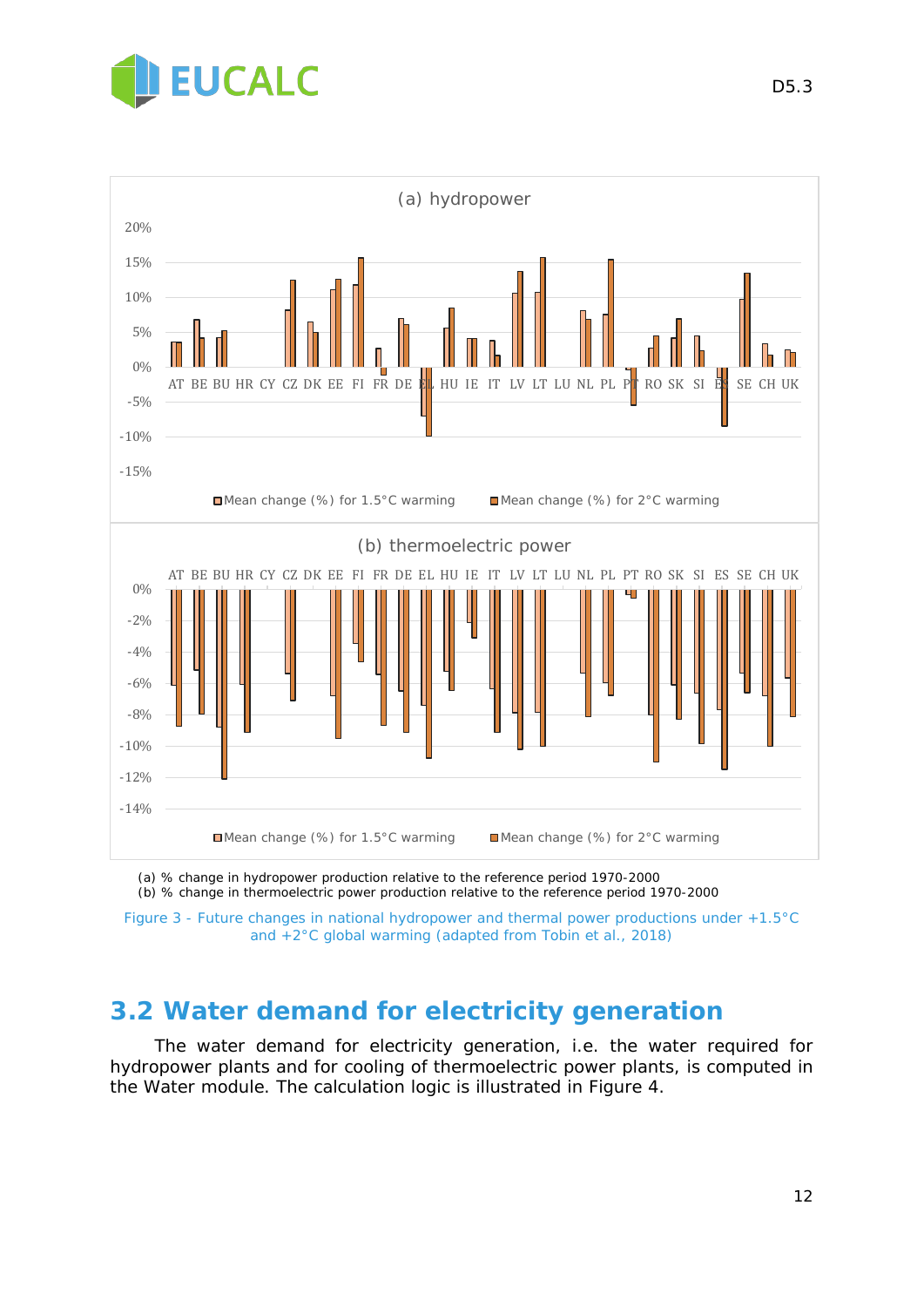(a) % change in hydropower production relative to the reference period 1970-2000
(b) % change in thermoelectric power production relative to the reference period 1970-2000

Figure 3 - Future changes in national hydropower and thermal power productions under +1.5°C and +2°C global warming (adapted from Tobin et al., 2018)

## 3.2 Water demand for electricity generation

The water demand for electricity generation, i.e. the water required for hydropower plants and for cooling of thermoelectric power plants, is computed in the Water module. The calculation logic is illustrated in Figure 4.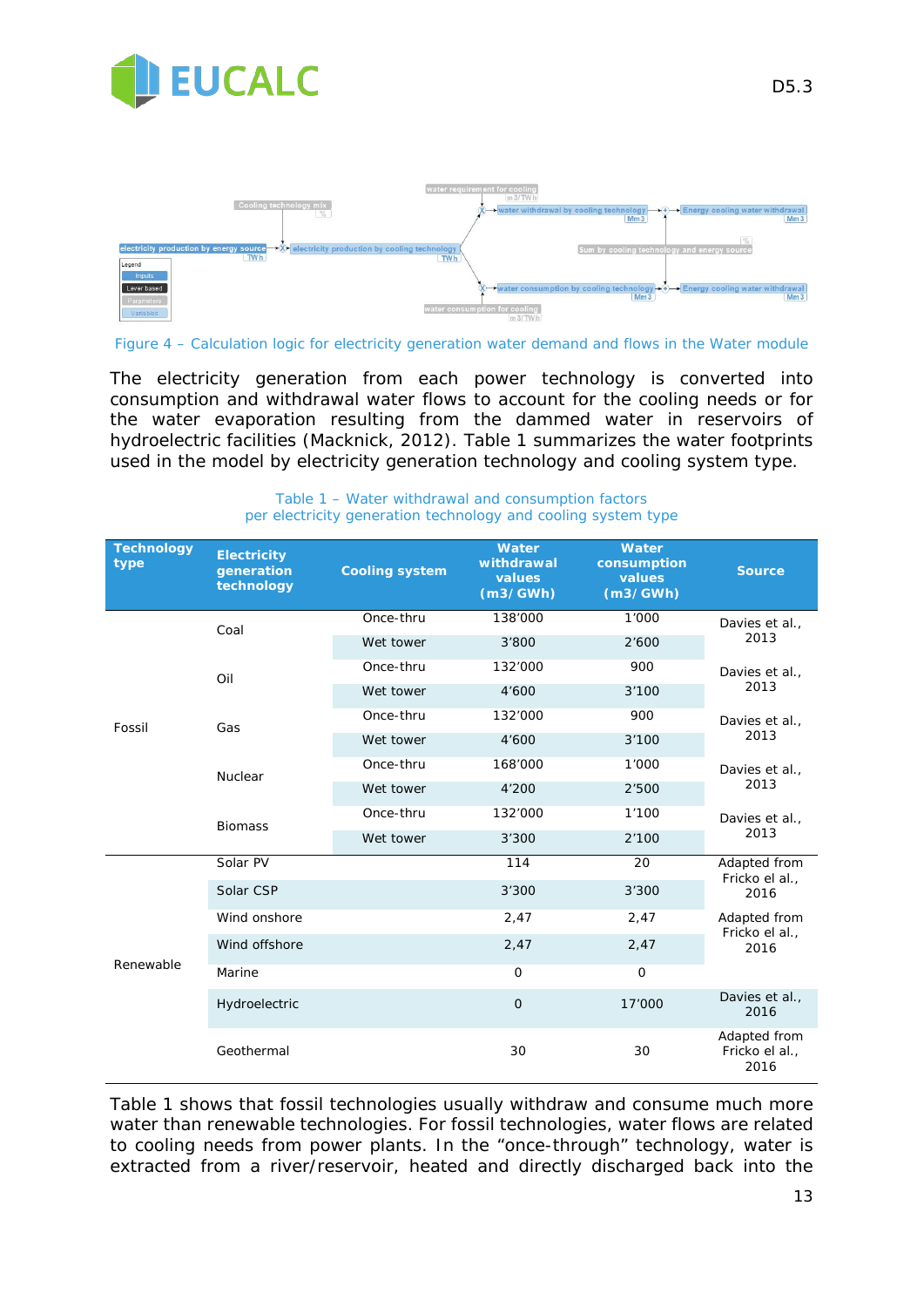Figure 4 – Calculation logic for electricity generation water demand and flows in the Water module

The electricity generation from each power technology is converted into consumption and withdrawal water flows to account for the cooling needs or for the water evaporation resulting from the dammed water in reservoirs of hydroelectric facilities (Macknick, 2012). Table 1 summarizes the water footprints used in the model by electricity generation technology and cooling system type.

Table 1 – Water withdrawal and consumption factors per electricity generation technology and cooling system type

| Technology type | Electricity generation technology | Cooling system | Water withdrawal values (m3/GWh) | Water consumption values (m3/GWh) | Source |
|---|---|---|---|---|---|
| Fossil | Coal | Once-thru | 138'000 | 1'000 | Davies et al., 2013 |
| | | Wet tower | 3'800 | 2'600 | |
| | Oil | Once-thru | 132'000 | 900 | Davies et al., 2013 |
| | | Wet tower | 4'600 | 3'100 | |
| | Gas | Once-thru | 132'000 | 900 | Davies et al., 2013 |
| | | Wet tower | 4'600 | 3'100 | |
| | Nuclear | Once-thru | 168'000 | 1'000 | Davies et al., 2013 |
| | | Wet tower | 4'200 | 2'500 | |
| | Biomass | Once-thru | 132'000 | 1'100 | Davies et al., 2013 |
| | | Wet tower | 3'300 | 2'100 | |
| Renewable | Solar PV | | 114 | 20 | Adapted from Fricko el al., 2016 |
| | Solar CSP | | 3'300 | 3'300 | |
| | Wind onshore | | 2,47 | 2,47 | Adapted from Fricko el al., 2016 |
| | Wind offshore | | 2,47 | 2,47 | |
| | Marine | | 0 | 0 | |
| | Hydroelectric | | 0 | 17'000 | Davies et al., 2016 |
| | Geothermal | | 30 | 30 | Adapted from Fricko el al., 2016 |

Table 1 shows that fossil technologies usually withdraw and consume much more water than renewable technologies. For fossil technologies, water flows are related to cooling needs from power plants. In the "once-through" technology, water is extracted from a river/reservoir, heated and directly discharged back into the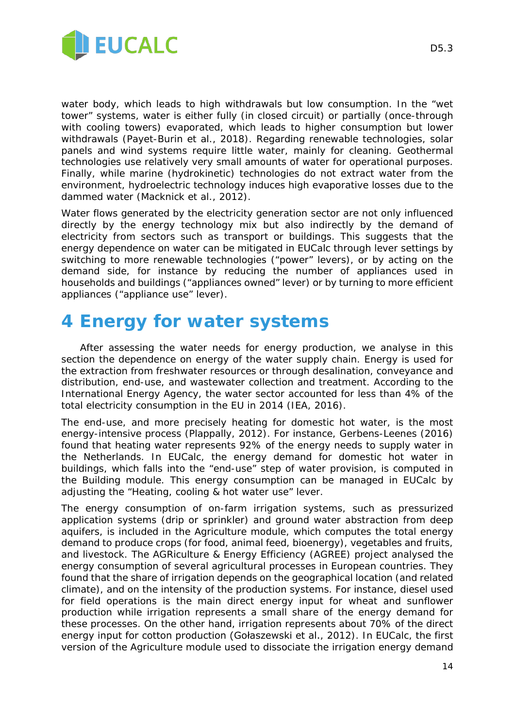water body, which leads to high withdrawals but low consumption. In the "wet tower" systems, water is either fully (in closed circuit) or partially (once-through with cooling towers) evaporated, which leads to higher consumption but lower withdrawals (Payet-Burin et al., 2018). Regarding renewable technologies, solar panels and wind systems require little water, mainly for cleaning. Geothermal technologies use relatively very small amounts of water for operational purposes. Finally, while marine (hydrokinetic) technologies do not extract water from the environment, hydroelectric technology induces high evaporative losses due to the dammed water (Macknick et al., 2012).

Water flows generated by the electricity generation sector are not only influenced directly by the energy technology mix but also indirectly by the demand of electricity from sectors such as transport or buildings. This suggests that the energy dependence on water can be mitigated in EUCalc through lever settings by switching to more renewable technologies ("power" levers), or by acting on the demand side, for instance by reducing the number of appliances used in households and buildings ("appliances owned" lever) or by turning to more efficient appliances ("appliance use" lever).

# 4 Energy for water systems

After assessing the water needs for energy production, we analyse in this section the dependence on energy of the water supply chain. Energy is used for the extraction from freshwater resources or through desalination, conveyance and distribution, end-use, and wastewater collection and treatment. According to the International Energy Agency, the water sector accounted for less than 4% of the total electricity consumption in the EU in 2014 (IEA, 2016).

The end-use, and more precisely heating for domestic hot water, is the most energy-intensive process (Plappally, 2012). For instance, Gerbens-Leenes (2016) found that heating water represents 92% of the energy needs to supply water in the Netherlands. In EUCalc, the energy demand for domestic hot water in buildings, which falls into the "end-use" step of water provision, is computed in the Building module. This energy consumption can be managed in EUCalc by adjusting the "Heating, cooling & hot water use" lever.

The energy consumption of on-farm irrigation systems, such as pressurized application systems (drip or sprinkler) and ground water abstraction from deep aquifers, is included in the Agriculture module, which computes the total energy demand to produce crops (for food, animal feed, bioenergy), vegetables and fruits, and livestock. The AGRiculture & Energy Efficiency (AGREE) project analysed the energy consumption of several agricultural processes in European countries. They found that the share of irrigation depends on the geographical location (and related climate), and on the intensity of the production systems. For instance, diesel used for field operations is the main direct energy input for wheat and sunflower production while irrigation represents a small share of the energy demand for these processes. On the other hand, irrigation represents about 70% of the direct energy input for cotton production (Gołaszewski et al., 2012). In EUCalc, the first version of the Agriculture module used to dissociate the irrigation energy demand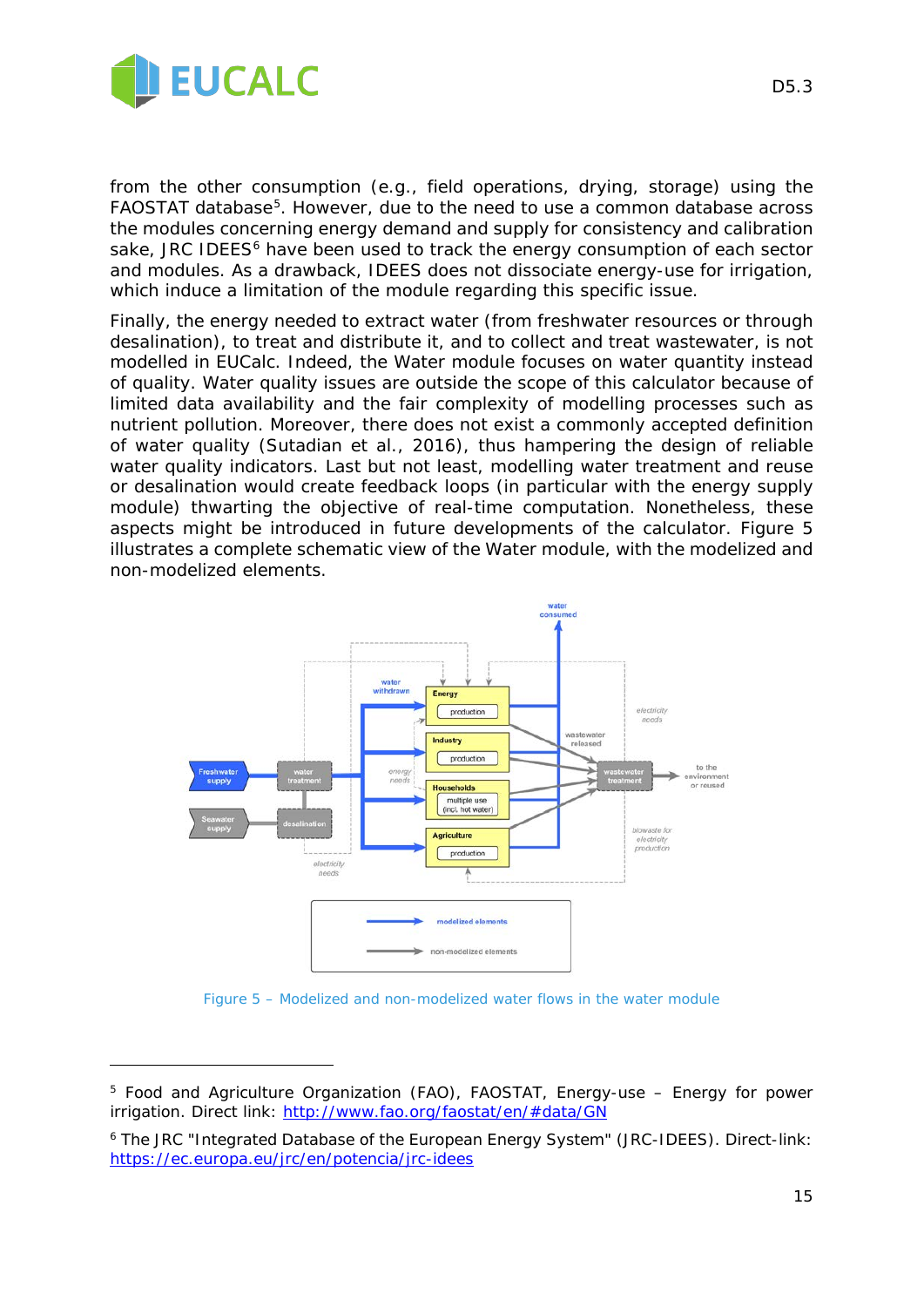from the other consumption (e.g., field operations, drying, storage) using the FAOSTAT database[5]. However, due to the need to use a common database across the modules concerning energy demand and supply for consistency and calibration sake, JRC IDEES[6] have been used to track the energy consumption of each sector and modules. As a drawback, IDEES does not dissociate energy-use for irrigation, which induce a limitation of the module regarding this specific issue.

Finally, the energy needed to extract water (from freshwater resources or through desalination), to treat and distribute it, and to collect and treat wastewater, is not modelled in EUCalc. Indeed, the Water module focuses on water quantity instead of quality. Water quality issues are outside the scope of this calculator because of limited data availability and the fair complexity of modelling processes such as nutrient pollution. Moreover, there does not exist a commonly accepted definition of water quality (Sutadian et al., 2016), thus hampering the design of reliable water quality indicators. Last but not least, modelling water treatment and reuse or desalination would create feedback loops (in particular with the energy supply module) thwarting the objective of real-time computation. Nonetheless, these aspects might be introduced in future developments of the calculator. Figure 5 illustrates a complete schematic view of the Water module, with the modelized and non-modelized elements.

Figure 5 – Modelized and non-modelized water flows in the water module

---

[5] Food and Agriculture Organization (FAO), FAOSTAT, Energy-use – Energy for power irrigation. Direct link: http://www.fao.org/faostat/en/#data/GN

[6] The JRC "Integrated Database of the European Energy System" (JRC-IDEES). Direct-link: https://ec.europa.eu/jrc/en/potencia/jrc-idees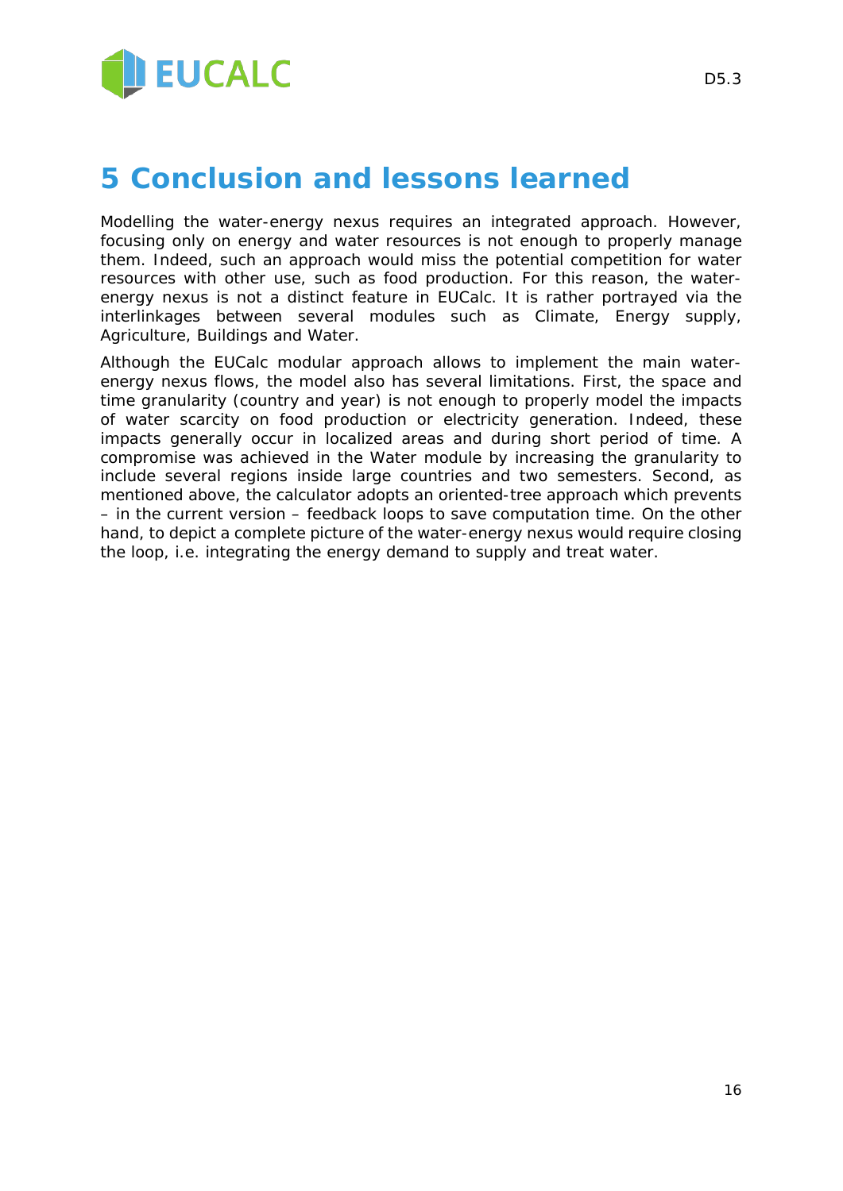# 5 Conclusion and lessons learned

Modelling the water-energy nexus requires an integrated approach. However, focusing only on energy and water resources is not enough to properly manage them. Indeed, such an approach would miss the potential competition for water resources with other use, such as food production. For this reason, the water-energy nexus is not a distinct feature in EUCalc. It is rather portrayed via the interlinkages between several modules such as Climate, Energy supply, Agriculture, Buildings and Water.

Although the EUCalc modular approach allows to implement the main water-energy nexus flows, the model also has several limitations. First, the space and time granularity (country and year) is not enough to properly model the impacts of water scarcity on food production or electricity generation. Indeed, these impacts generally occur in localized areas and during short period of time. A compromise was achieved in the Water module by increasing the granularity to include several regions inside large countries and two semesters. Second, as mentioned above, the calculator adopts an oriented-tree approach which prevents – in the current version – feedback loops to save computation time. On the other hand, to depict a complete picture of the water-energy nexus would require closing the loop, i.e. integrating the energy demand to supply and treat water.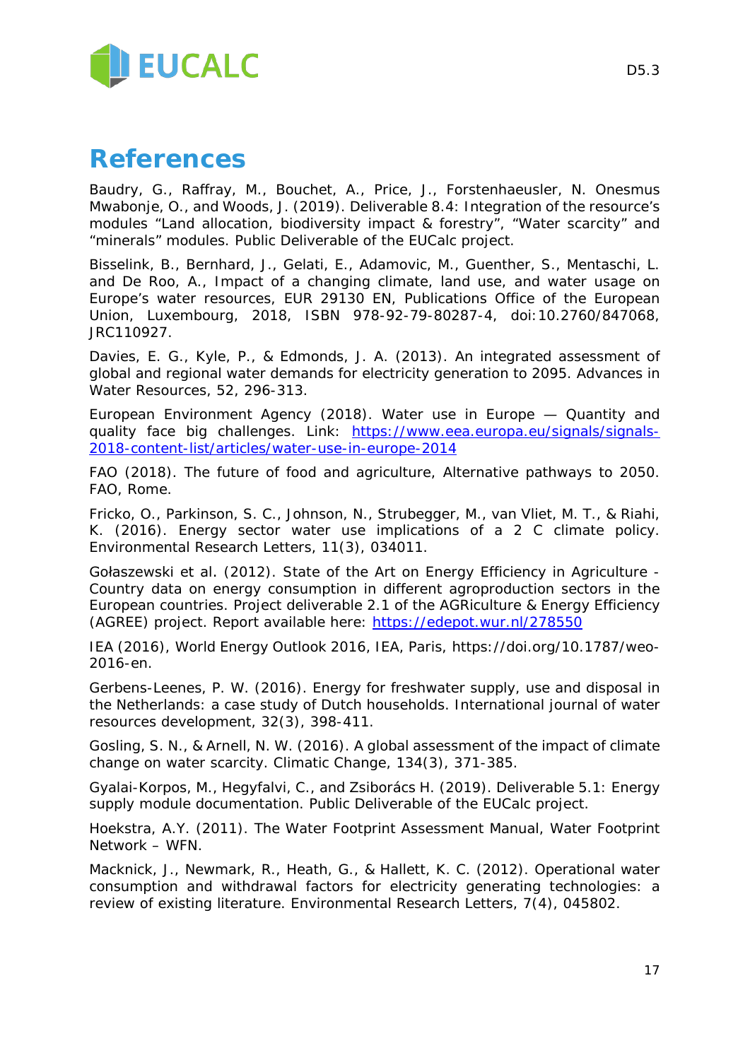# References

Baudry, G., Raffray, M., Bouchet, A., Price, J., Forstenhaeusler, N. Onesmus Mwabonje, O., and Woods, J. (2019). Deliverable 8.4: Integration of the resource's modules "Land allocation, biodiversity impact & forestry", "Water scarcity" and "minerals" modules. Public Deliverable of the EUCalc project.

Bisselink, B., Bernhard, J., Gelati, E., Adamovic, M., Guenther, S., Mentaschi, L. and De Roo, A., Impact of a changing climate, land use, and water usage on Europe's water resources, EUR 29130 EN, Publications Office of the European Union, Luxembourg, 2018, ISBN 978-92-79-80287-4, doi:10.2760/847068, JRC110927.

Davies, E. G., Kyle, P., & Edmonds, J. A. (2013). An integrated assessment of global and regional water demands for electricity generation to 2095. Advances in Water Resources, 52, 296-313.

European Environment Agency (2018). Water use in Europe — Quantity and quality face big challenges. Link: https://www.eea.europa.eu/signals/signals-2018-content-list/articles/water-use-in-europe-2014

FAO (2018). The future of food and agriculture, Alternative pathways to 2050. FAO, Rome.

Fricko, O., Parkinson, S. C., Johnson, N., Strubegger, M., van Vliet, M. T., & Riahi, K. (2016). Energy sector water use implications of a 2 C climate policy. Environmental Research Letters, 11(3), 034011.

Gołaszewski et al. (2012). State of the Art on Energy Efficiency in Agriculture - Country data on energy consumption in different agroproduction sectors in the European countries. Project deliverable 2.1 of the AGRiculture & Energy Efficiency (AGREE) project. Report available here: https://edepot.wur.nl/278550

IEA (2016), World Energy Outlook 2016, IEA, Paris, https://doi.org/10.1787/weo-2016-en.

Gerbens-Leenes, P. W. (2016). Energy for freshwater supply, use and disposal in the Netherlands: a case study of Dutch households. International journal of water resources development, 32(3), 398-411.

Gosling, S. N., & Arnell, N. W. (2016). A global assessment of the impact of climate change on water scarcity. Climatic Change, 134(3), 371-385.

Gyalai-Korpos, M., Hegyfalvi, C., and Zsiborács H. (2019). Deliverable 5.1: Energy supply module documentation. Public Deliverable of the EUCalc project.

Hoekstra, A.Y. (2011). The Water Footprint Assessment Manual, Water Footprint Network – WFN.

Macknick, J., Newmark, R., Heath, G., & Hallett, K. C. (2012). Operational water consumption and withdrawal factors for electricity generating technologies: a review of existing literature. Environmental Research Letters, 7(4), 045802.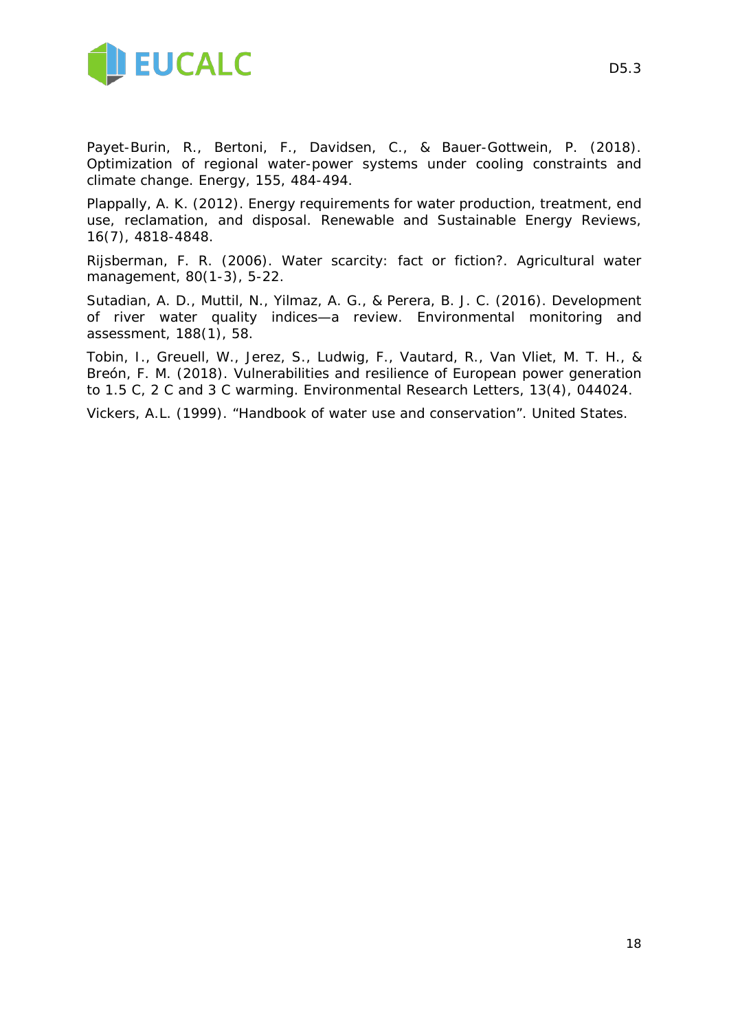Payet-Burin, R., Bertoni, F., Davidsen, C., & Bauer-Gottwein, P. (2018). Optimization of regional water-power systems under cooling constraints and climate change. Energy, 155, 484-494.

Plappally, A. K. (2012). Energy requirements for water production, treatment, end use, reclamation, and disposal. Renewable and Sustainable Energy Reviews, 16(7), 4818-4848.

Rijsberman, F. R. (2006). Water scarcity: fact or fiction?. Agricultural water management, 80(1-3), 5-22.

Sutadian, A. D., Muttil, N., Yilmaz, A. G., & Perera, B. J. C. (2016). Development of river water quality indices—a review. Environmental monitoring and assessment, 188(1), 58.

Tobin, I., Greuell, W., Jerez, S., Ludwig, F., Vautard, R., Van Vliet, M. T. H., & Breón, F. M. (2018). Vulnerabilities and resilience of European power generation to 1.5 C, 2 C and 3 C warming. Environmental Research Letters, 13(4), 044024.

Vickers, A.L. (1999). "Handbook of water use and conservation". United States.